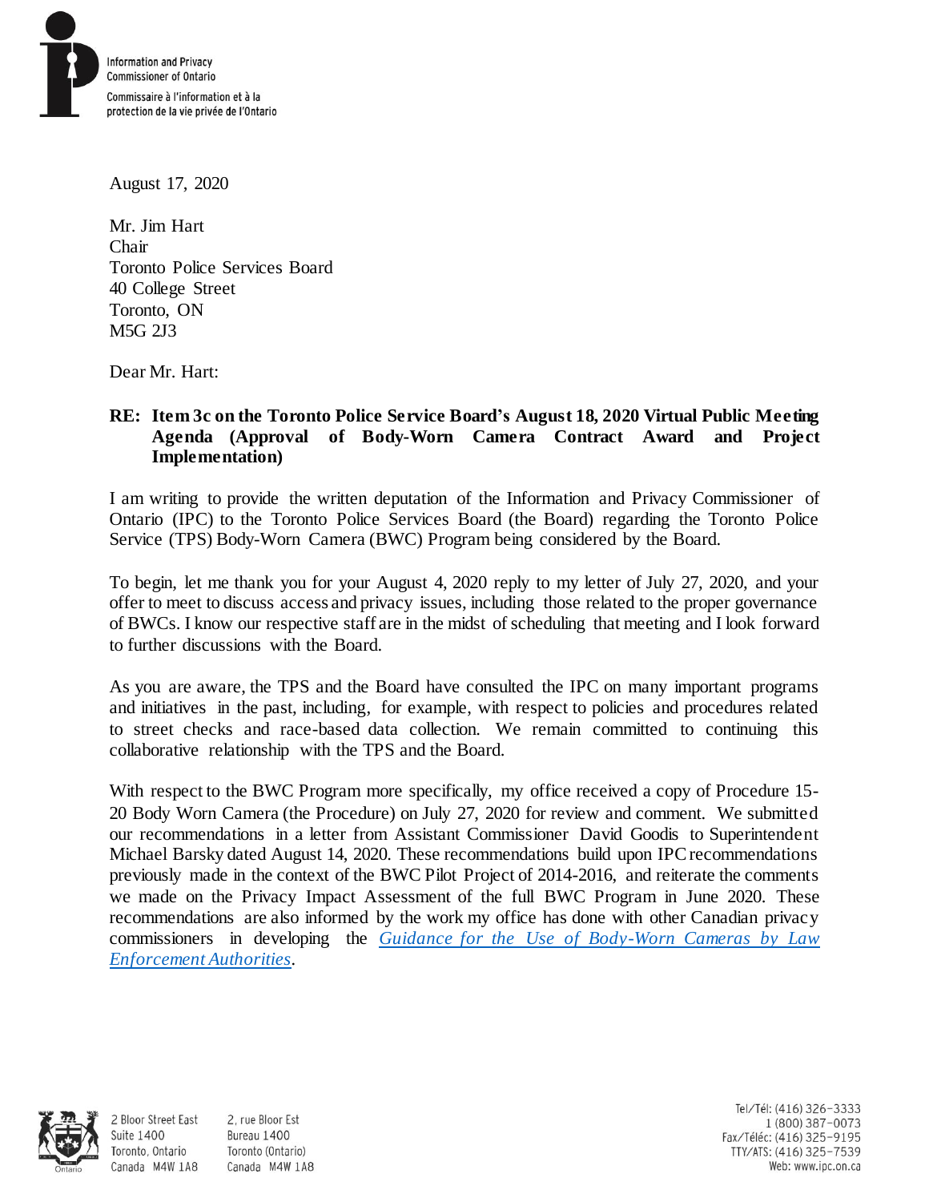Information and Privacy Commissioner of Ontario

Commissaire à l'information et à la protection de la vie privée de l'Ontario

August 17, 2020

Mr. Jim Hart
Chair
Toronto Police Services Board
40 College Street
Toronto, ON
M5G 2J3

Dear Mr. Hart:

**RE: Item 3c on the Toronto Police Service Board's August 18, 2020 Virtual Public Meeting Agenda (Approval of Body-Worn Camera Contract Award and Project Implementation)**

I am writing to provide the written deputation of the Information and Privacy Commissioner of Ontario (IPC) to the Toronto Police Services Board (the Board) regarding the Toronto Police Service (TPS) Body-Worn Camera (BWC) Program being considered by the Board.

To begin, let me thank you for your August 4, 2020 reply to my letter of July 27, 2020, and your offer to meet to discuss access and privacy issues, including those related to the proper governance of BWCs. I know our respective staff are in the midst of scheduling that meeting and I look forward to further discussions with the Board.

As you are aware, the TPS and the Board have consulted the IPC on many important programs and initiatives in the past, including, for example, with respect to policies and procedures related to street checks and race-based data collection. We remain committed to continuing this collaborative relationship with the TPS and the Board.

With respect to the BWC Program more specifically, my office received a copy of Procedure 15-20 Body Worn Camera (the Procedure) on July 27, 2020 for review and comment. We submitted our recommendations in a letter from Assistant Commissioner David Goodis to Superintendent Michael Barsky dated August 14, 2020. These recommendations build upon IPC recommendations previously made in the context of the BWC Pilot Project of 2014-2016, and reiterate the comments we made on the Privacy Impact Assessment of the full BWC Program in June 2020. These recommendations are also informed by the work my office has done with other Canadian privacy commissioners in developing the *Guidance for the Use of Body-Worn Cameras by Law Enforcement Authorities*.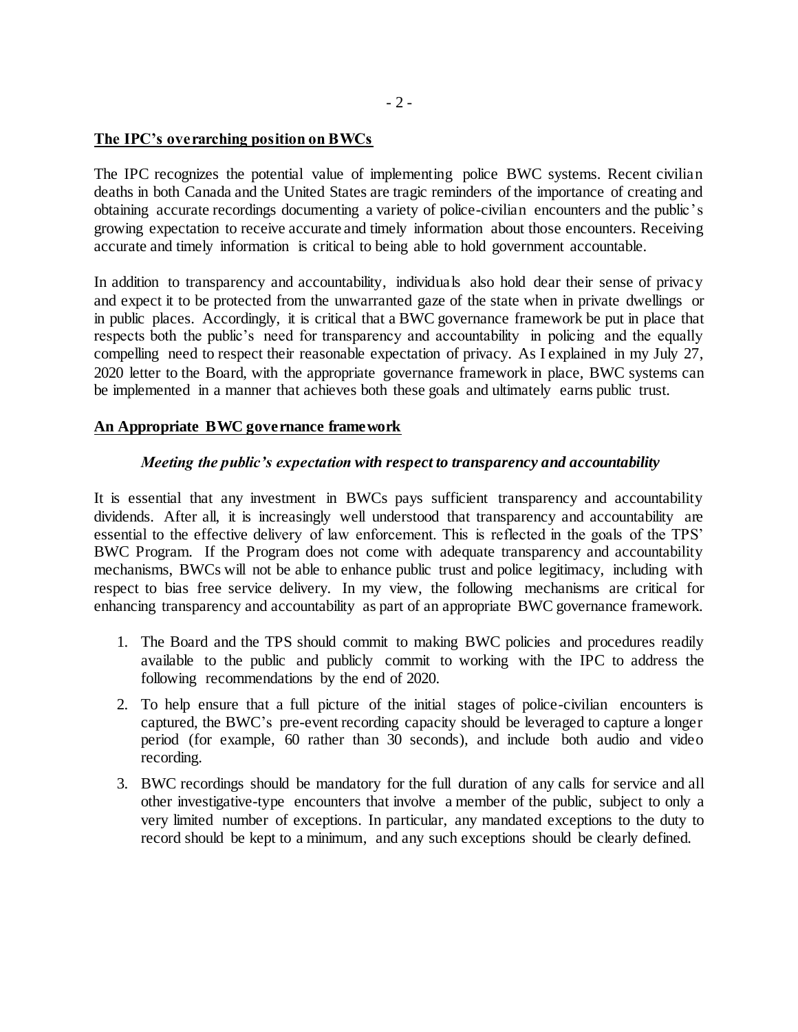## The IPC's overarching position on BWCs

The IPC recognizes the potential value of implementing police BWC systems. Recent civilian deaths in both Canada and the United States are tragic reminders of the importance of creating and obtaining accurate recordings documenting a variety of police-civilian encounters and the public's growing expectation to receive accurate and timely information about those encounters. Receiving accurate and timely information is critical to being able to hold government accountable.

In addition to transparency and accountability, individuals also hold dear their sense of privacy and expect it to be protected from the unwarranted gaze of the state when in private dwellings or in public places. Accordingly, it is critical that a BWC governance framework be put in place that respects both the public's need for transparency and accountability in policing and the equally compelling need to respect their reasonable expectation of privacy. As I explained in my July 27, 2020 letter to the Board, with the appropriate governance framework in place, BWC systems can be implemented in a manner that achieves both these goals and ultimately earns public trust.

## An Appropriate BWC governance framework

### *Meeting the public's expectation with respect to transparency and accountability*

It is essential that any investment in BWCs pays sufficient transparency and accountability dividends. After all, it is increasingly well understood that transparency and accountability are essential to the effective delivery of law enforcement. This is reflected in the goals of the TPS' BWC Program. If the Program does not come with adequate transparency and accountability mechanisms, BWCs will not be able to enhance public trust and police legitimacy, including with respect to bias free service delivery. In my view, the following mechanisms are critical for enhancing transparency and accountability as part of an appropriate BWC governance framework.

1. The Board and the TPS should commit to making BWC policies and procedures readily available to the public and publicly commit to working with the IPC to address the following recommendations by the end of 2020.
2. To help ensure that a full picture of the initial stages of police-civilian encounters is captured, the BWC's pre-event recording capacity should be leveraged to capture a longer period (for example, 60 rather than 30 seconds), and include both audio and video recording.
3. BWC recordings should be mandatory for the full duration of any calls for service and all other investigative-type encounters that involve a member of the public, subject to only a very limited number of exceptions. In particular, any mandated exceptions to the duty to record should be kept to a minimum, and any such exceptions should be clearly defined.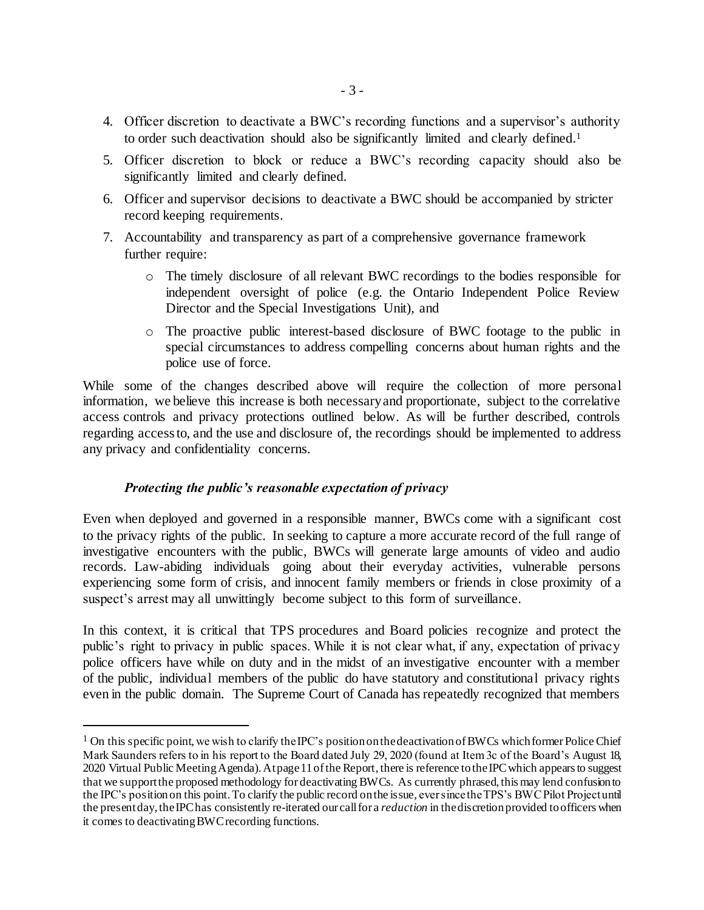4. Officer discretion to deactivate a BWC's recording functions and a supervisor's authority to order such deactivation should also be significantly limited and clearly defined.[1]
5. Officer discretion to block or reduce a BWC's recording capacity should also be significantly limited and clearly defined.
6. Officer and supervisor decisions to deactivate a BWC should be accompanied by stricter record keeping requirements.
7. Accountability and transparency as part of a comprehensive governance framework further require:
   - The timely disclosure of all relevant BWC recordings to the bodies responsible for independent oversight of police (e.g. the Ontario Independent Police Review Director and the Special Investigations Unit), and
   - The proactive public interest-based disclosure of BWC footage to the public in special circumstances to address compelling concerns about human rights and the police use of force.

While some of the changes described above will require the collection of more personal information, we believe this increase is both necessary and proportionate, subject to the correlative access controls and privacy protections outlined below. As will be further described, controls regarding access to, and the use and disclosure of, the recordings should be implemented to address any privacy and confidentiality concerns.

### *Protecting the public's reasonable expectation of privacy*

Even when deployed and governed in a responsible manner, BWCs come with a significant cost to the privacy rights of the public. In seeking to capture a more accurate record of the full range of investigative encounters with the public, BWCs will generate large amounts of video and audio records. Law-abiding individuals going about their everyday activities, vulnerable persons experiencing some form of crisis, and innocent family members or friends in close proximity of a suspect's arrest may all unwittingly become subject to this form of surveillance.

In this context, it is critical that TPS procedures and Board policies recognize and protect the public's right to privacy in public spaces. While it is not clear what, if any, expectation of privacy police officers have while on duty and in the midst of an investigative encounter with a member of the public, individual members of the public do have statutory and constitutional privacy rights even in the public domain. The Supreme Court of Canada has repeatedly recognized that members

---

[1] On this specific point, we wish to clarify the IPC's position on the deactivation of BWCs which former Police Chief Mark Saunders refers to in his report to the Board dated July 29, 2020 (found at Item 3c of the Board's August 18, 2020 Virtual Public Meeting Agenda). At page 11 of the Report, there is reference to the IPC which appears to suggest that we support the proposed methodology for deactivating BWCs. As currently phrased, this may lend confusion to the IPC's position on this point. To clarify the public record on the issue, ever since the TPS's BWC Pilot Project until the present day, the IPC has consistently re-iterated our call for a *reduction* in the discretion provided to officers when it comes to deactivating BWC recording functions.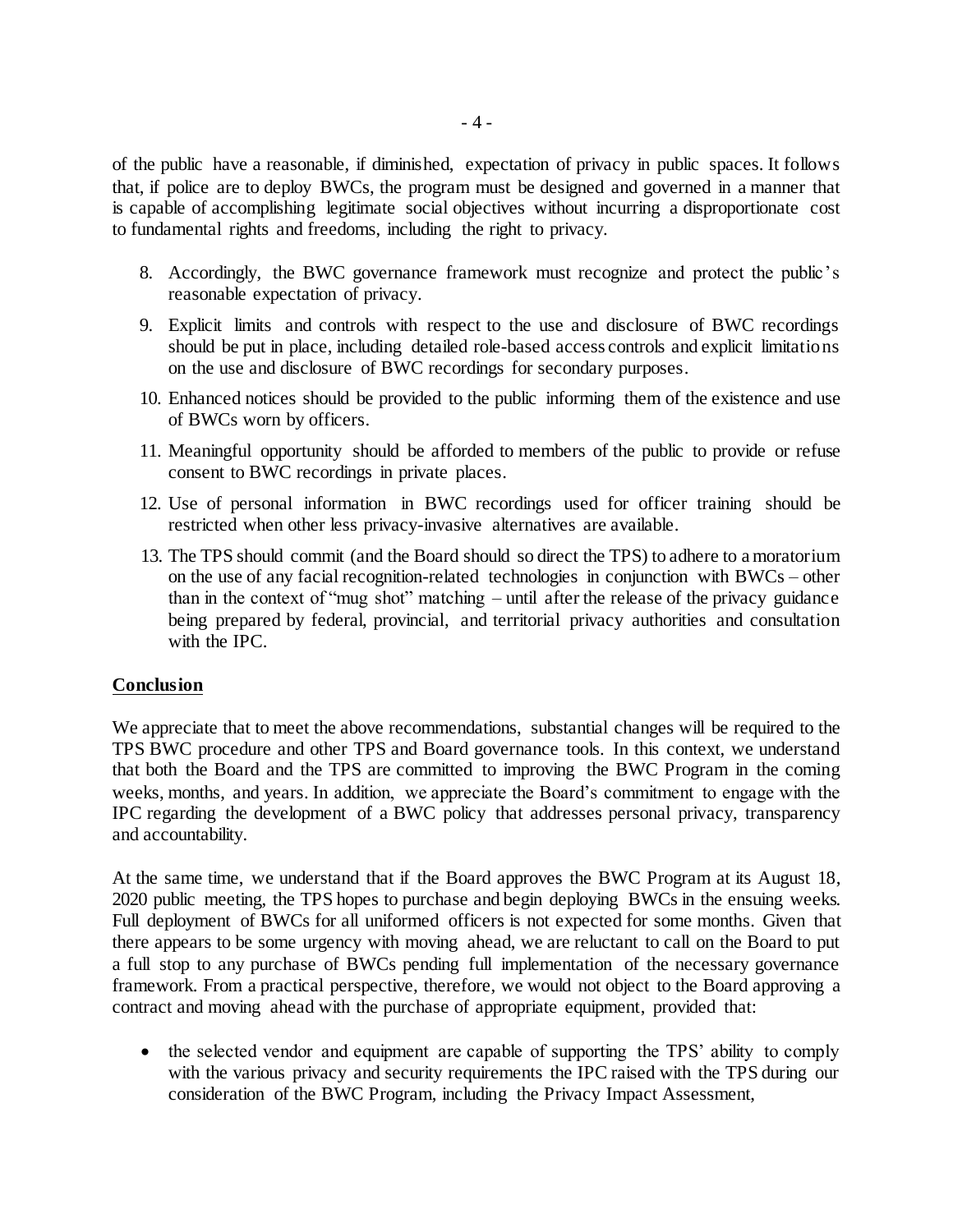of the public have a reasonable, if diminished, expectation of privacy in public spaces. It follows that, if police are to deploy BWCs, the program must be designed and governed in a manner that is capable of accomplishing legitimate social objectives without incurring a disproportionate cost to fundamental rights and freedoms, including the right to privacy.

8. Accordingly, the BWC governance framework must recognize and protect the public's reasonable expectation of privacy.
9. Explicit limits and controls with respect to the use and disclosure of BWC recordings should be put in place, including detailed role-based access controls and explicit limitations on the use and disclosure of BWC recordings for secondary purposes.
10. Enhanced notices should be provided to the public informing them of the existence and use of BWCs worn by officers.
11. Meaningful opportunity should be afforded to members of the public to provide or refuse consent to BWC recordings in private places.
12. Use of personal information in BWC recordings used for officer training should be restricted when other less privacy-invasive alternatives are available.
13. The TPS should commit (and the Board should so direct the TPS) to adhere to a moratorium on the use of any facial recognition-related technologies in conjunction with BWCs – other than in the context of "mug shot" matching – until after the release of the privacy guidance being prepared by federal, provincial, and territorial privacy authorities and consultation with the IPC.

## Conclusion

We appreciate that to meet the above recommendations, substantial changes will be required to the TPS BWC procedure and other TPS and Board governance tools. In this context, we understand that both the Board and the TPS are committed to improving the BWC Program in the coming weeks, months, and years. In addition, we appreciate the Board's commitment to engage with the IPC regarding the development of a BWC policy that addresses personal privacy, transparency and accountability.

At the same time, we understand that if the Board approves the BWC Program at its August 18, 2020 public meeting, the TPS hopes to purchase and begin deploying BWCs in the ensuing weeks. Full deployment of BWCs for all uniformed officers is not expected for some months. Given that there appears to be some urgency with moving ahead, we are reluctant to call on the Board to put a full stop to any purchase of BWCs pending full implementation of the necessary governance framework. From a practical perspective, therefore, we would not object to the Board approving a contract and moving ahead with the purchase of appropriate equipment, provided that:

- the selected vendor and equipment are capable of supporting the TPS' ability to comply with the various privacy and security requirements the IPC raised with the TPS during our consideration of the BWC Program, including the Privacy Impact Assessment,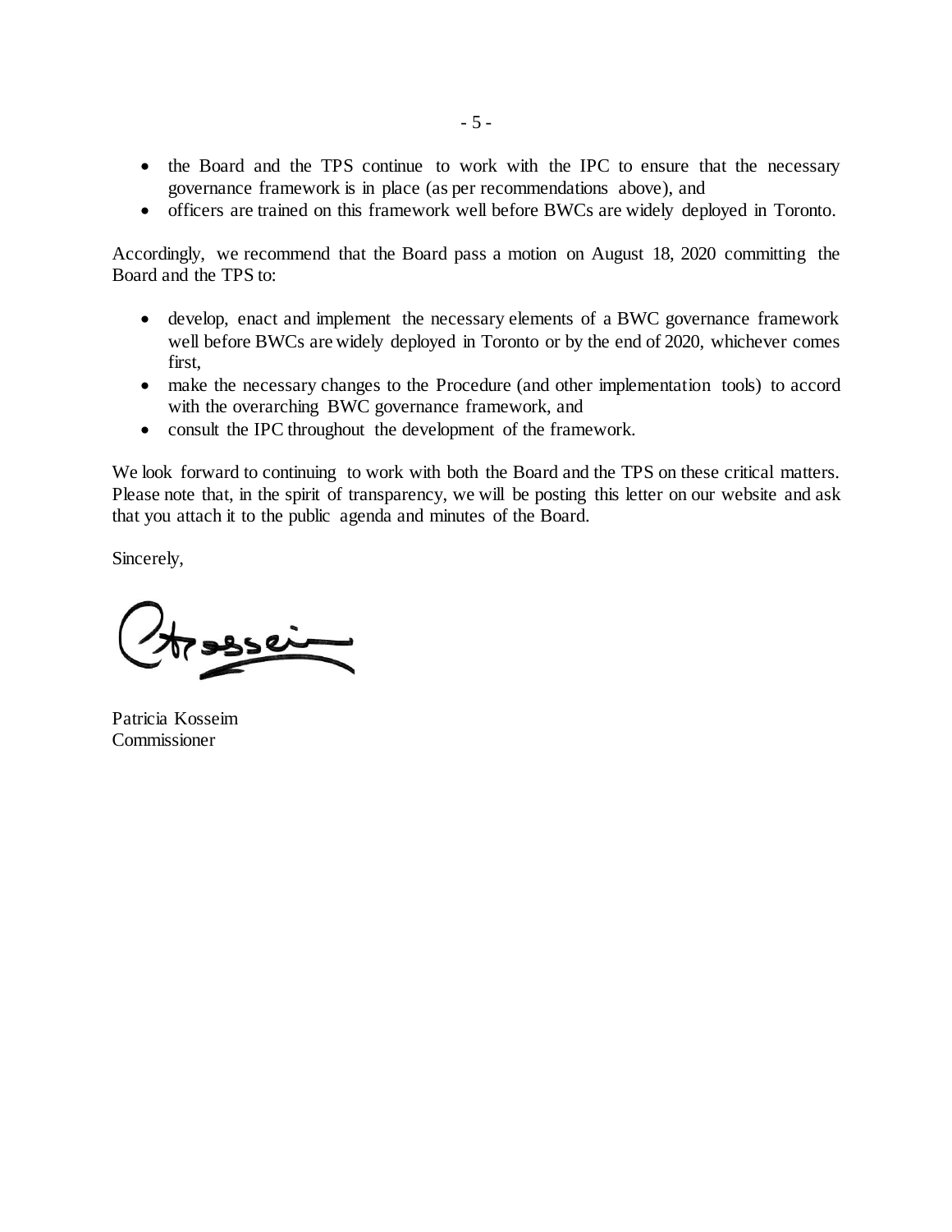- the Board and the TPS continue to work with the IPC to ensure that the necessary governance framework is in place (as per recommendations above), and
- officers are trained on this framework well before BWCs are widely deployed in Toronto.

Accordingly, we recommend that the Board pass a motion on August 18, 2020 committing the Board and the TPS to:

- develop, enact and implement the necessary elements of a BWC governance framework well before BWCs are widely deployed in Toronto or by the end of 2020, whichever comes first,
- make the necessary changes to the Procedure (and other implementation tools) to accord with the overarching BWC governance framework, and
- consult the IPC throughout the development of the framework.

We look forward to continuing to work with both the Board and the TPS on these critical matters. Please note that, in the spirit of transparency, we will be posting this letter on our website and ask that you attach it to the public agenda and minutes of the Board.

Sincerely,

Patricia Kosseim
Commissioner